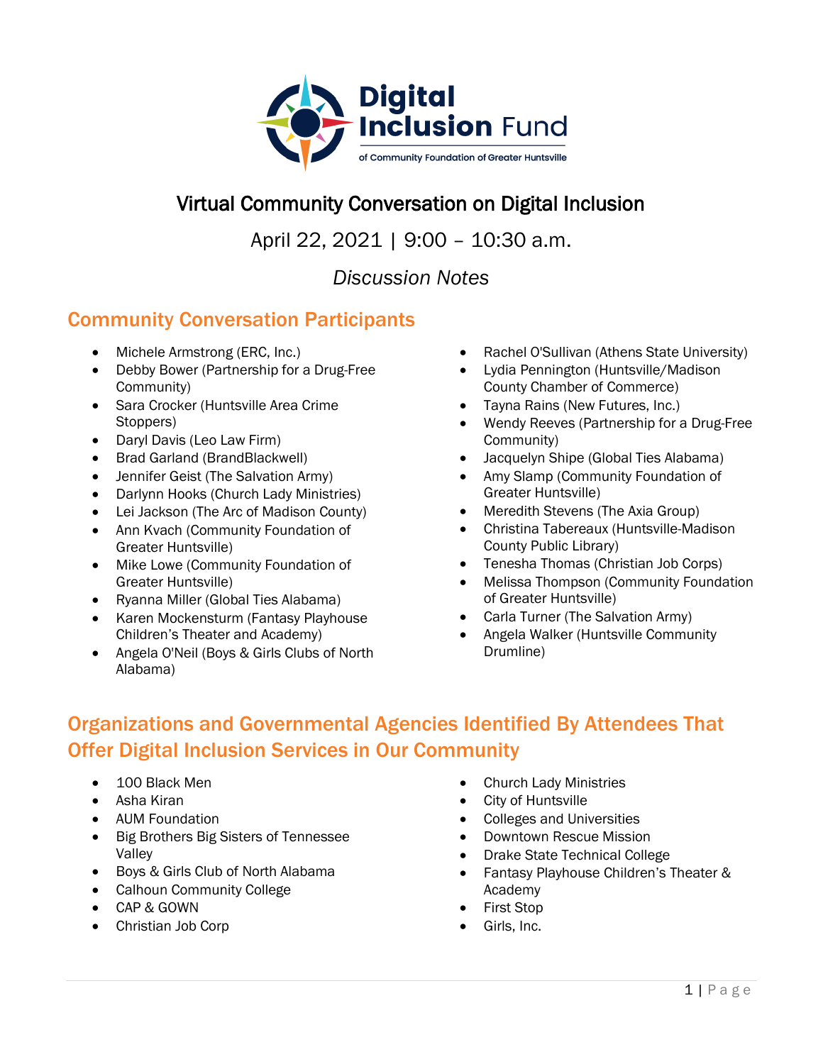Digital Inclusion Fund
of Community Foundation of Greater Huntsville

# Virtual Community Conversation on Digital Inclusion

April 22, 2021 | 9:00 – 10:30 a.m.

*Discussion Notes*

## Community Conversation Participants

- Michele Armstrong (ERC, Inc.)
- Debby Bower (Partnership for a Drug-Free Community)
- Sara Crocker (Huntsville Area Crime Stoppers)
- Daryl Davis (Leo Law Firm)
- Brad Garland (BrandBlackwell)
- Jennifer Geist (The Salvation Army)
- Darlynn Hooks (Church Lady Ministries)
- Lei Jackson (The Arc of Madison County)
- Ann Kvach (Community Foundation of Greater Huntsville)
- Mike Lowe (Community Foundation of Greater Huntsville)
- Ryanna Miller (Global Ties Alabama)
- Karen Mockensturm (Fantasy Playhouse Children's Theater and Academy)
- Angela O'Neil (Boys & Girls Clubs of North Alabama)
- Rachel O'Sullivan (Athens State University)
- Lydia Pennington (Huntsville/Madison County Chamber of Commerce)
- Tayna Rains (New Futures, Inc.)
- Wendy Reeves (Partnership for a Drug-Free Community)
- Jacquelyn Shipe (Global Ties Alabama)
- Amy Slamp (Community Foundation of Greater Huntsville)
- Meredith Stevens (The Axia Group)
- Christina Tabereaux (Huntsville-Madison County Public Library)
- Tenesha Thomas (Christian Job Corps)
- Melissa Thompson (Community Foundation of Greater Huntsville)
- Carla Turner (The Salvation Army)
- Angela Walker (Huntsville Community Drumline)

## Organizations and Governmental Agencies Identified By Attendees That Offer Digital Inclusion Services in Our Community

- 100 Black Men
- Asha Kiran
- AUM Foundation
- Big Brothers Big Sisters of Tennessee Valley
- Boys & Girls Club of North Alabama
- Calhoun Community College
- CAP & GOWN
- Christian Job Corp
- Church Lady Ministries
- City of Huntsville
- Colleges and Universities
- Downtown Rescue Mission
- Drake State Technical College
- Fantasy Playhouse Children's Theater & Academy
- First Stop
- Girls, Inc.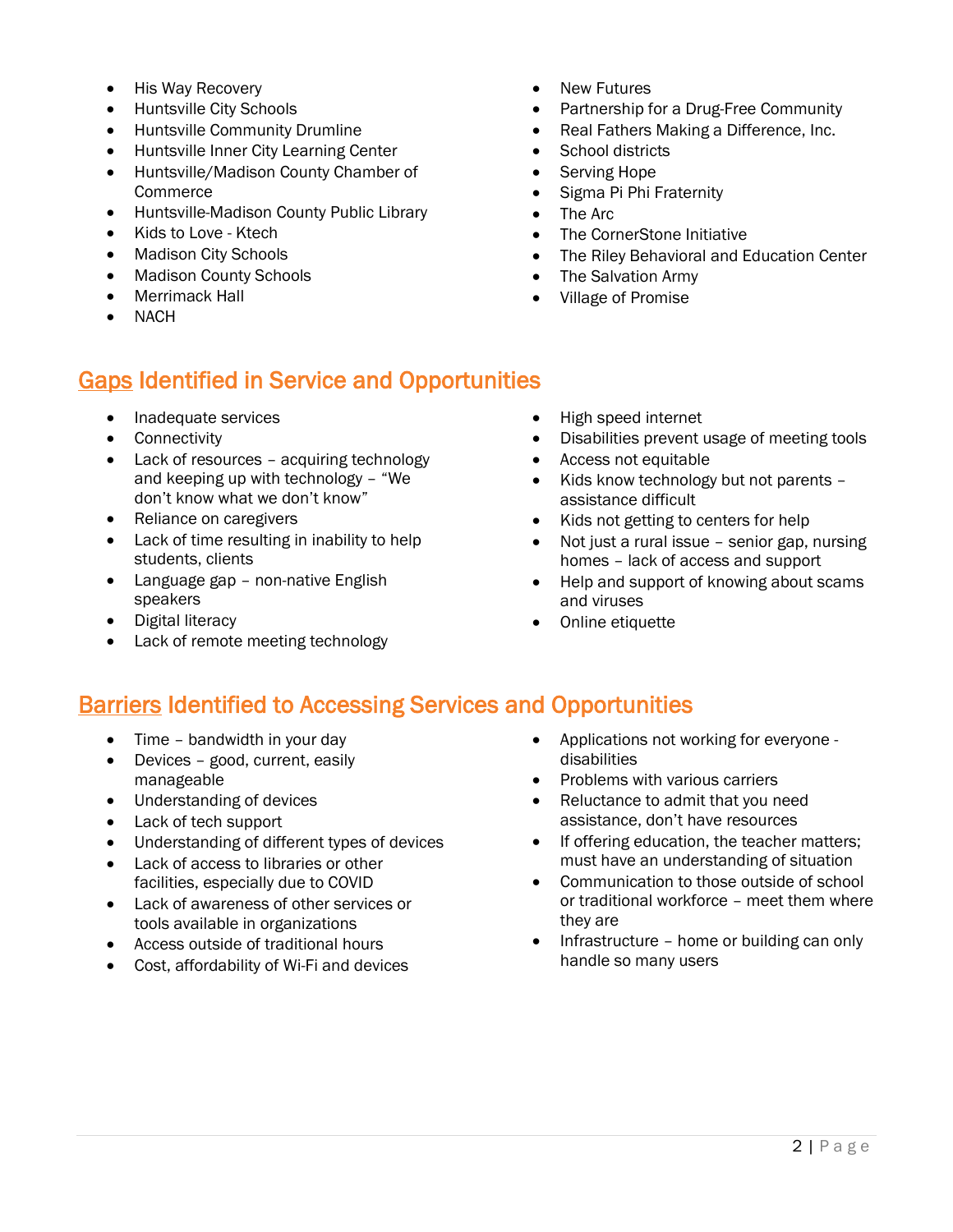- His Way Recovery
- Huntsville City Schools
- Huntsville Community Drumline
- Huntsville Inner City Learning Center
- Huntsville/Madison County Chamber of Commerce
- Huntsville-Madison County Public Library
- Kids to Love - Ktech
- Madison City Schools
- Madison County Schools
- Merrimack Hall
- NACH
- New Futures
- Partnership for a Drug-Free Community
- Real Fathers Making a Difference, Inc.
- School districts
- Serving Hope
- Sigma Pi Phi Fraternity
- The Arc
- The CornerStone Initiative
- The Riley Behavioral and Education Center
- The Salvation Army
- Village of Promise

## Gaps Identified in Service and Opportunities

- Inadequate services
- Connectivity
- Lack of resources – acquiring technology and keeping up with technology – "We don't know what we don't know"
- Reliance on caregivers
- Lack of time resulting in inability to help students, clients
- Language gap – non-native English speakers
- Digital literacy
- Lack of remote meeting technology
- High speed internet
- Disabilities prevent usage of meeting tools
- Access not equitable
- Kids know technology but not parents – assistance difficult
- Kids not getting to centers for help
- Not just a rural issue – senior gap, nursing homes – lack of access and support
- Help and support of knowing about scams and viruses
- Online etiquette

## Barriers Identified to Accessing Services and Opportunities

- Time – bandwidth in your day
- Devices – good, current, easily manageable
- Understanding of devices
- Lack of tech support
- Understanding of different types of devices
- Lack of access to libraries or other facilities, especially due to COVID
- Lack of awareness of other services or tools available in organizations
- Access outside of traditional hours
- Cost, affordability of Wi-Fi and devices
- Applications not working for everyone - disabilities
- Problems with various carriers
- Reluctance to admit that you need assistance, don't have resources
- If offering education, the teacher matters; must have an understanding of situation
- Communication to those outside of school or traditional workforce – meet them where they are
- Infrastructure – home or building can only handle so many users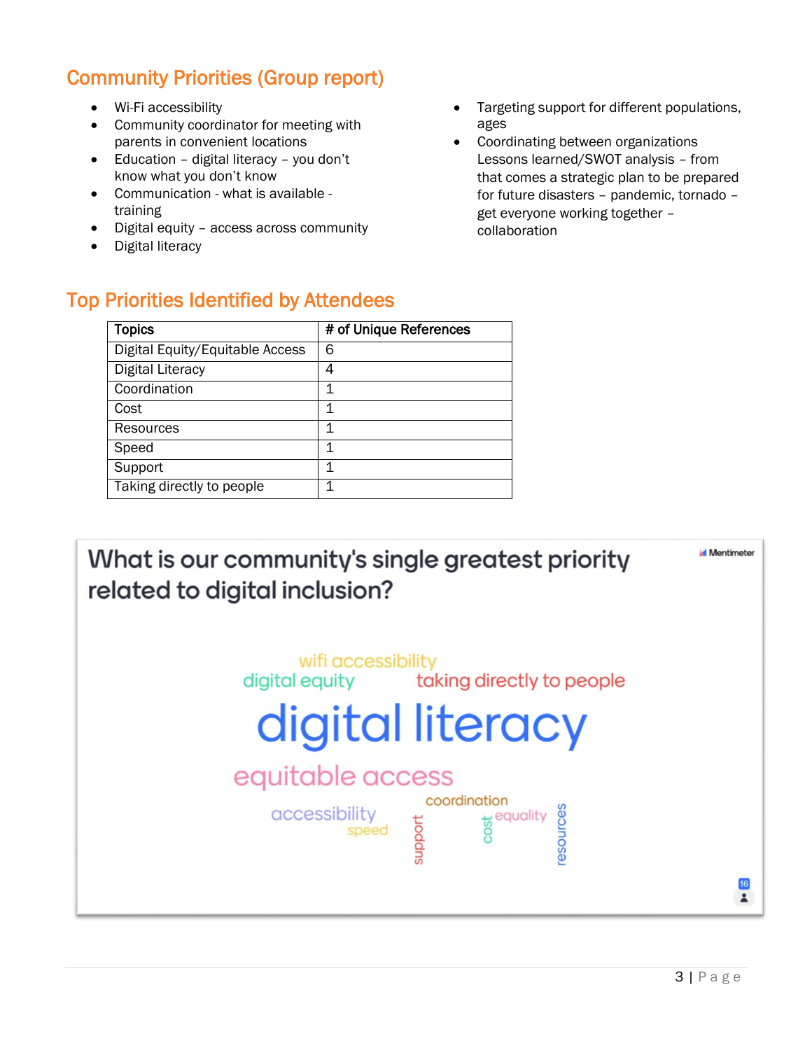## Community Priorities (Group report)

- Wi-Fi accessibility
- Community coordinator for meeting with parents in convenient locations
- Education – digital literacy – you don't know what you don't know
- Communication - what is available - training
- Digital equity – access across community
- Digital literacy
- Targeting support for different populations, ages
- Coordinating between organizations
  Lessons learned/SWOT analysis – from that comes a strategic plan to be prepared for future disasters – pandemic, tornado – get everyone working together – collaboration

## Top Priorities Identified by Attendees

| Topics | # of Unique References |
|---|---|
| Digital Equity/Equitable Access | 6 |
| Digital Literacy | 4 |
| Coordination | 1 |
| Cost | 1 |
| Resources | 1 |
| Speed | 1 |
| Support | 1 |
| Taking directly to people | 1 |

What is our community's single greatest priority related to digital inclusion?

Mentimeter

wifi accessibility
digital equity
taking directly to people
digital literacy
equitable access
coordination
accessibility
speed
support
cost
equality
resources

16